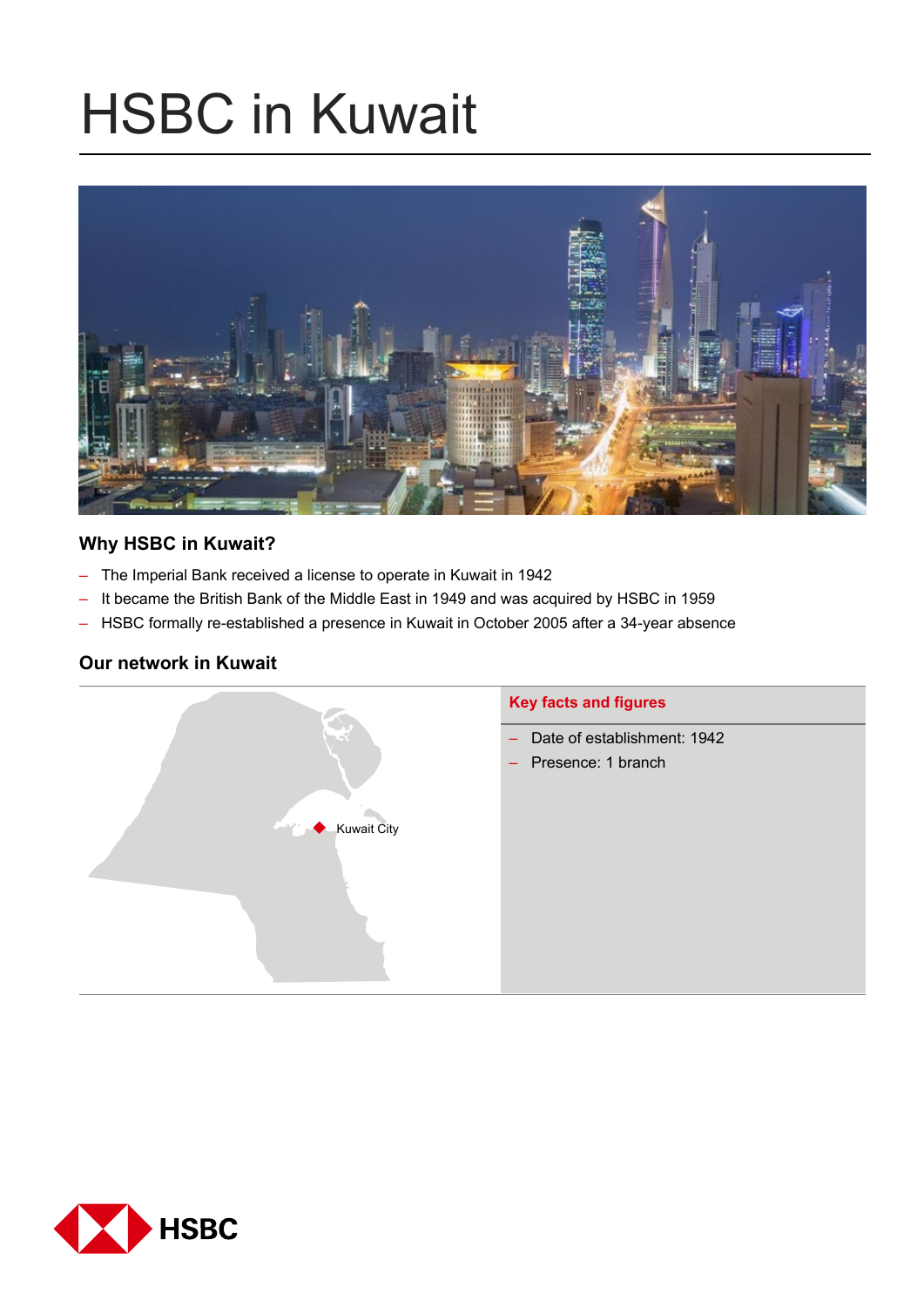# HSBC in Kuwait

## Why HSBC in Kuwait?

- The Imperial Bank received a license to operate in Kuwait in 1942
- It became the British Bank of the Middle East in 1949 and was acquired by HSBC in 1959
- HSBC formally re-established a presence in Kuwait in October 2005 after a 34-year absence

## Our network in Kuwait

Kuwait City

### Key facts and figures

- Date of establishment: 1942
- Presence: 1 branch

HSBC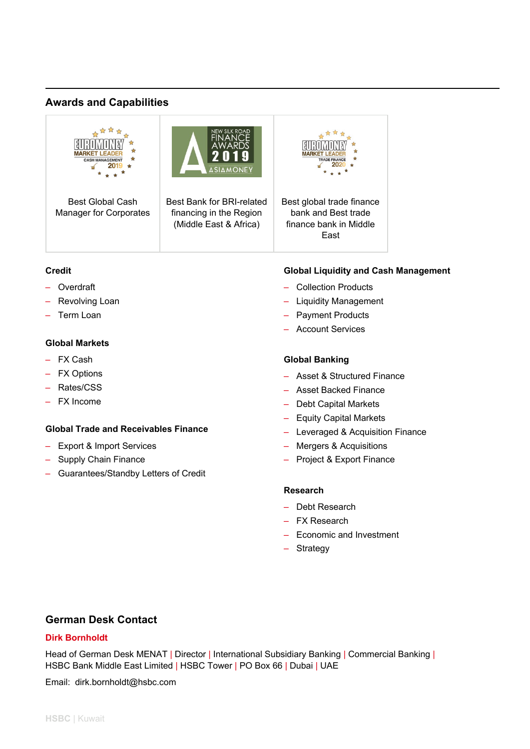## Awards and Capabilities

| | | |
|---|---|---|
| Best Global Cash Manager for Corporates | Best Bank for BRI-related financing in the Region (Middle East & Africa) | Best global trade finance bank and Best trade finance bank in Middle East |

### Credit

- Overdraft
- Revolving Loan
- Term Loan

### Global Markets

- FX Cash
- FX Options
- Rates/CSS
- FX Income

### Global Trade and Receivables Finance

- Export & Import Services
- Supply Chain Finance
- Guarantees/Standby Letters of Credit

### Global Liquidity and Cash Management

- Collection Products
- Liquidity Management
- Payment Products
- Account Services

### Global Banking

- Asset & Structured Finance
- Asset Backed Finance
- Debt Capital Markets
- Equity Capital Markets
- Leveraged & Acquisition Finance
- Mergers & Acquisitions
- Project & Export Finance

### Research

- Debt Research
- FX Research
- Economic and Investment
- Strategy

## German Desk Contact

**Dirk Bornholdt**

Head of German Desk MENAT | Director | International Subsidiary Banking | Commercial Banking | HSBC Bank Middle East Limited | HSBC Tower | PO Box 66 | Dubai | UAE

Email: dirk.bornholdt@hsbc.com